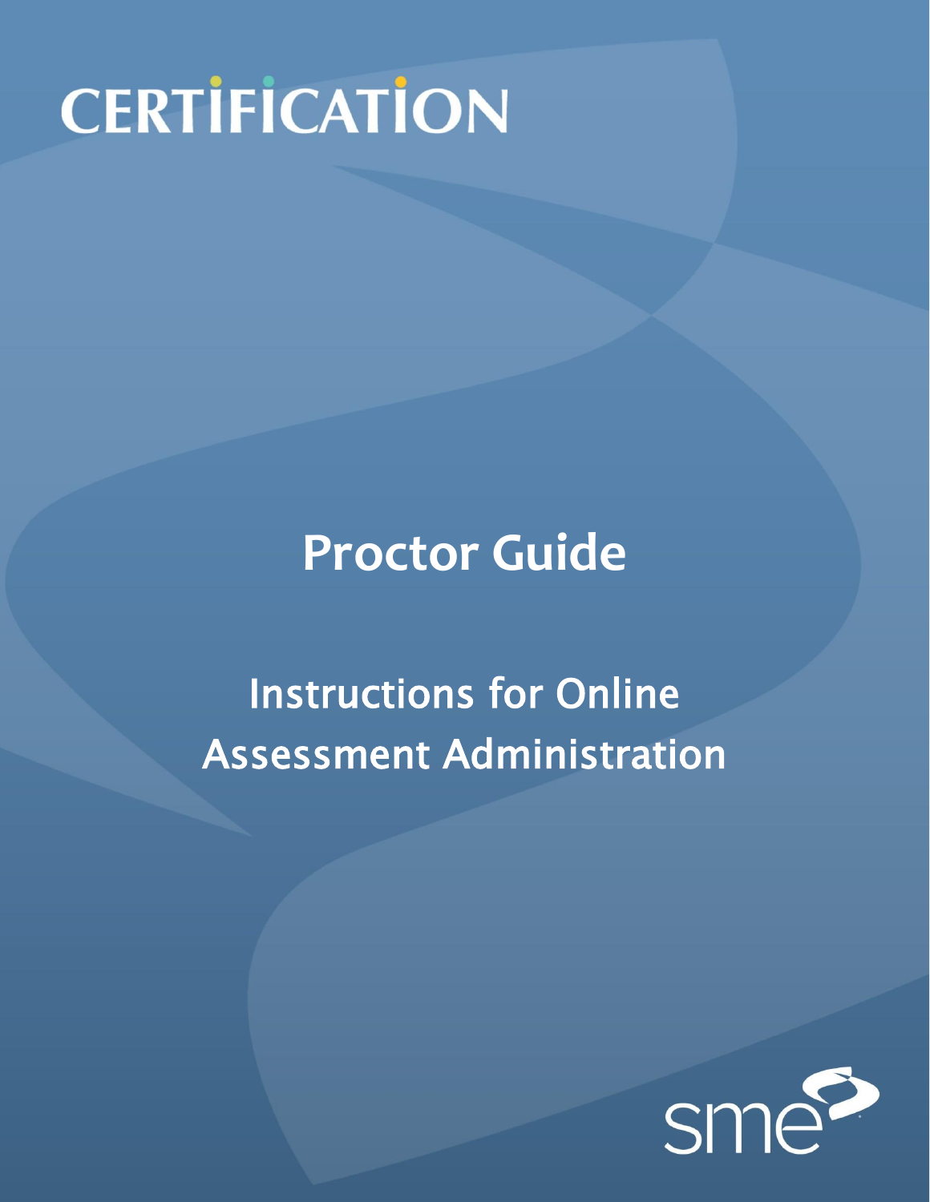# CERTIFICATION

## Proctor Guide

### Instructions for Online Assessment Administration

sme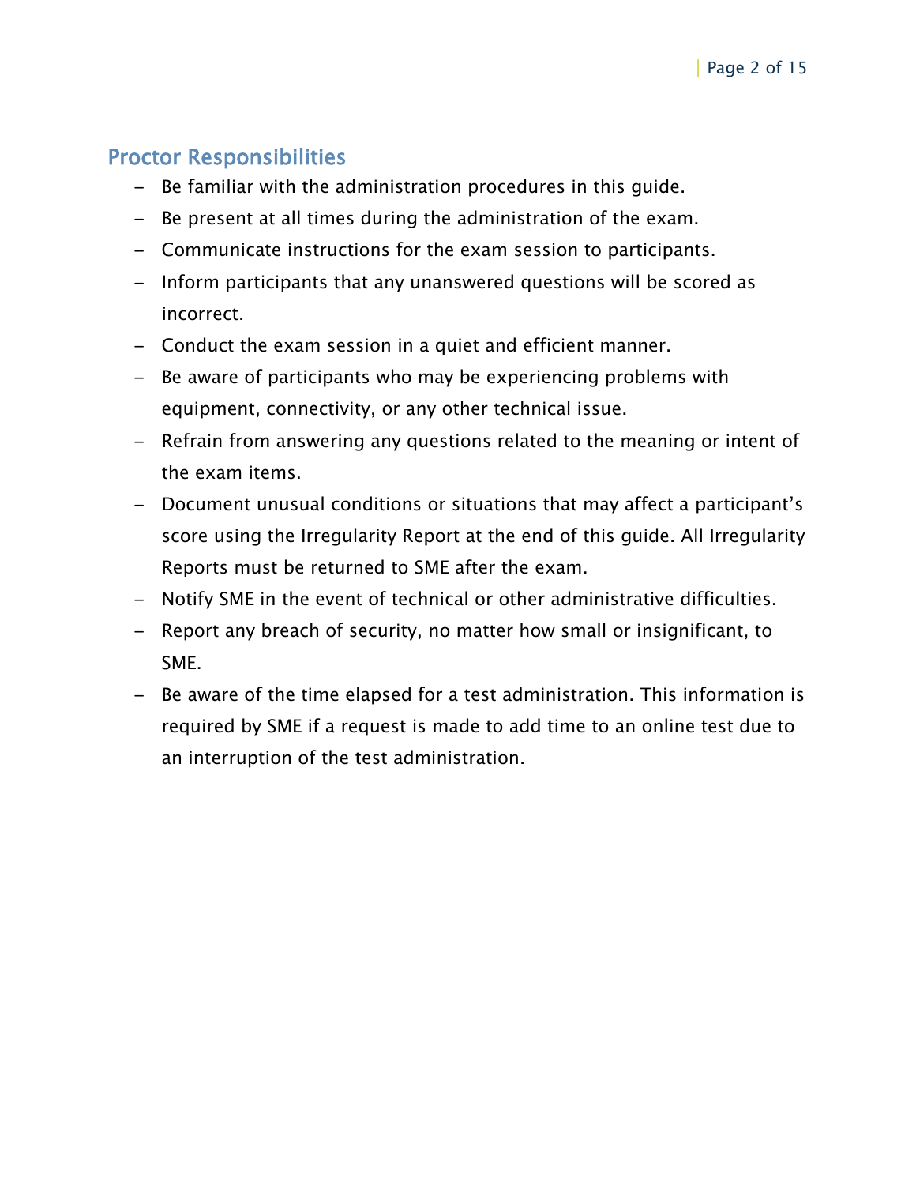## Proctor Responsibilities

- Be familiar with the administration procedures in this guide.
- Be present at all times during the administration of the exam.
- Communicate instructions for the exam session to participants.
- Inform participants that any unanswered questions will be scored as incorrect.
- Conduct the exam session in a quiet and efficient manner.
- Be aware of participants who may be experiencing problems with equipment, connectivity, or any other technical issue.
- Refrain from answering any questions related to the meaning or intent of the exam items.
- Document unusual conditions or situations that may affect a participant's score using the Irregularity Report at the end of this guide. All Irregularity Reports must be returned to SME after the exam.
- Notify SME in the event of technical or other administrative difficulties.
- Report any breach of security, no matter how small or insignificant, to SME.
- Be aware of the time elapsed for a test administration. This information is required by SME if a request is made to add time to an online test due to an interruption of the test administration.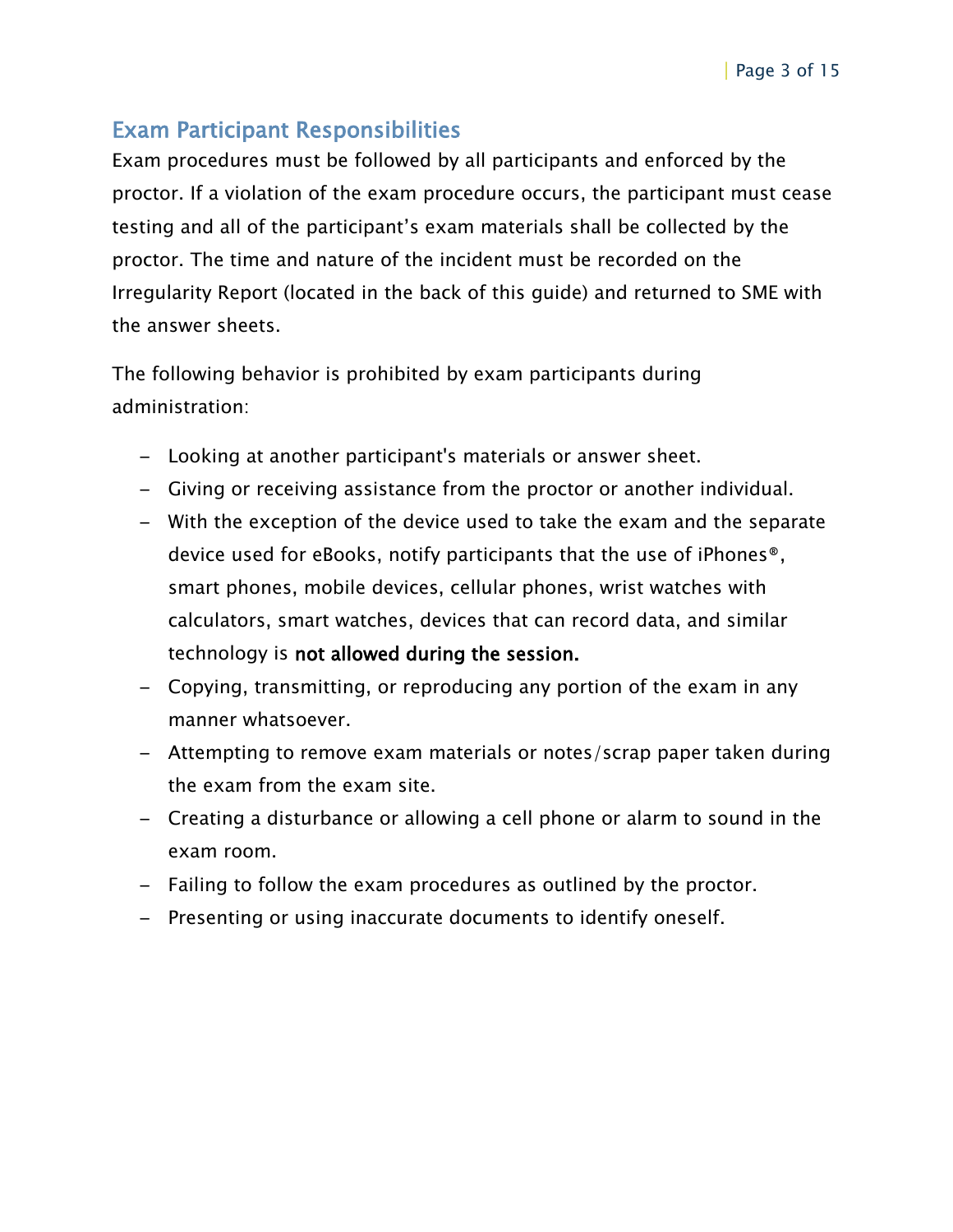## Exam Participant Responsibilities

Exam procedures must be followed by all participants and enforced by the proctor. If a violation of the exam procedure occurs, the participant must cease testing and all of the participant's exam materials shall be collected by the proctor. The time and nature of the incident must be recorded on the Irregularity Report (located in the back of this guide) and returned to SME with the answer sheets.

The following behavior is prohibited by exam participants during administration:

- Looking at another participant's materials or answer sheet.
- Giving or receiving assistance from the proctor or another individual.
- With the exception of the device used to take the exam and the separate device used for eBooks, notify participants that the use of iPhones®, smart phones, mobile devices, cellular phones, wrist watches with calculators, smart watches, devices that can record data, and similar technology is **not allowed during the session.**
- Copying, transmitting, or reproducing any portion of the exam in any manner whatsoever.
- Attempting to remove exam materials or notes/scrap paper taken during the exam from the exam site.
- Creating a disturbance or allowing a cell phone or alarm to sound in the exam room.
- Failing to follow the exam procedures as outlined by the proctor.
- Presenting or using inaccurate documents to identify oneself.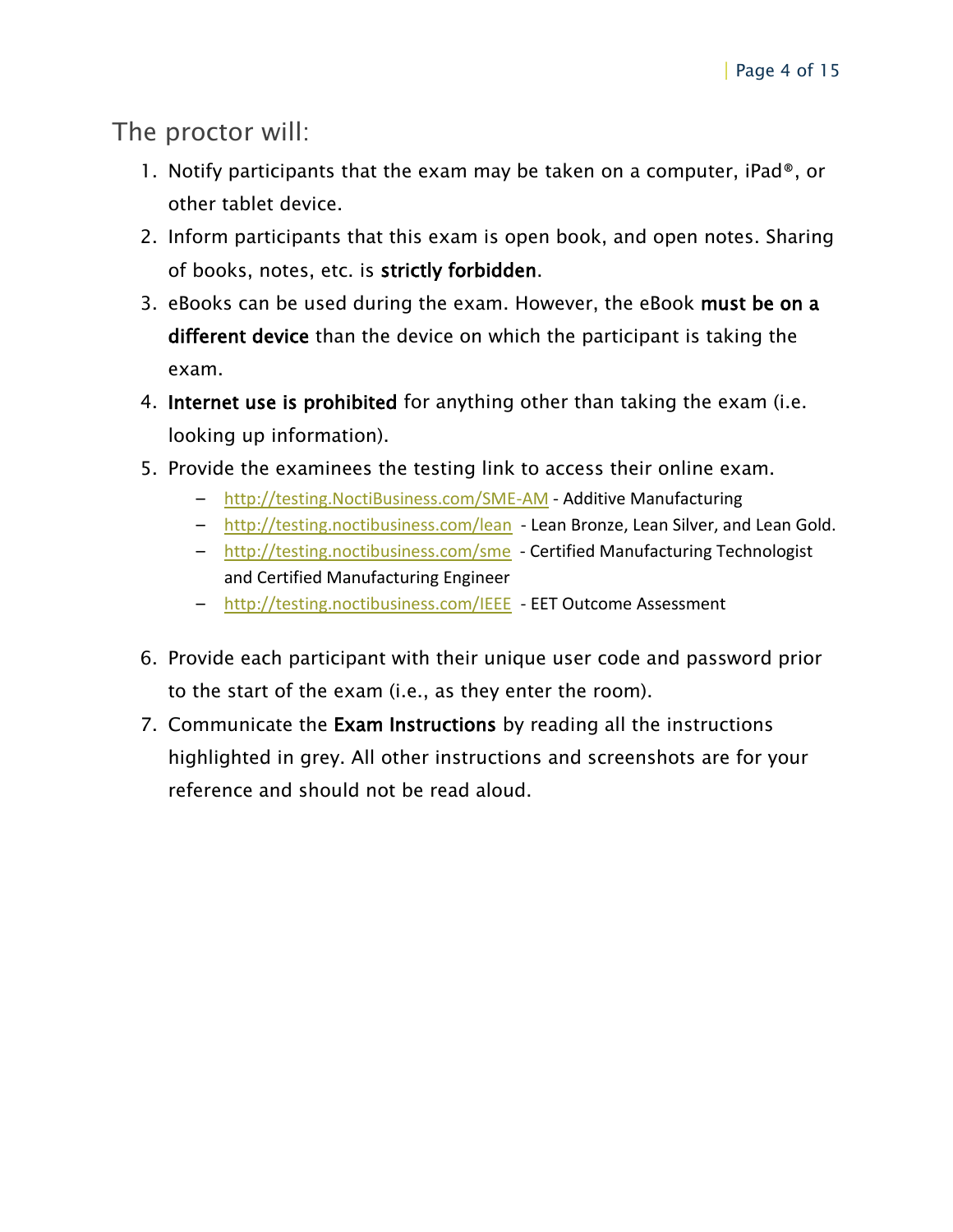## The proctor will:

1. Notify participants that the exam may be taken on a computer, iPad®, or other tablet device.
2. Inform participants that this exam is open book, and open notes. Sharing of books, notes, etc. is **strictly forbidden**.
3. eBooks can be used during the exam. However, the eBook **must be on a different device** than the device on which the participant is taking the exam.
4. **Internet use is prohibited** for anything other than taking the exam (i.e. looking up information).
5. Provide the examinees the testing link to access their online exam.
   - [http://testing.NoctiBusiness.com/SME-AM](http://testing.NoctiBusiness.com/SME-AM) - Additive Manufacturing
   - [http://testing.noctibusiness.com/lean](http://testing.noctibusiness.com/lean) - Lean Bronze, Lean Silver, and Lean Gold.
   - [http://testing.noctibusiness.com/sme](http://testing.noctibusiness.com/sme) - Certified Manufacturing Technologist and Certified Manufacturing Engineer
   - [http://testing.noctibusiness.com/IEEE](http://testing.noctibusiness.com/IEEE) - EET Outcome Assessment
6. Provide each participant with their unique user code and password prior to the start of the exam (i.e., as they enter the room).
7. Communicate the **Exam Instructions** by reading all the instructions highlighted in grey. All other instructions and screenshots are for your reference and should not be read aloud.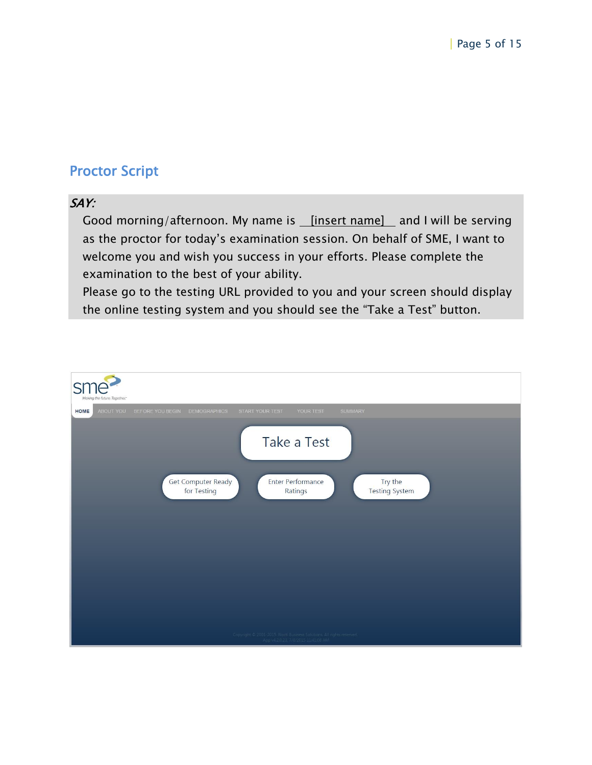## Proctor Script

*SAY:*

Good morning/afternoon. My name is __[insert name]__ and I will be serving as the proctor for today's examination session. On behalf of SME, I want to welcome you and wish you success in your efforts. Please complete the examination to the best of your ability.

Please go to the testing URL provided to you and your screen should display the online testing system and you should see the "Take a Test" button.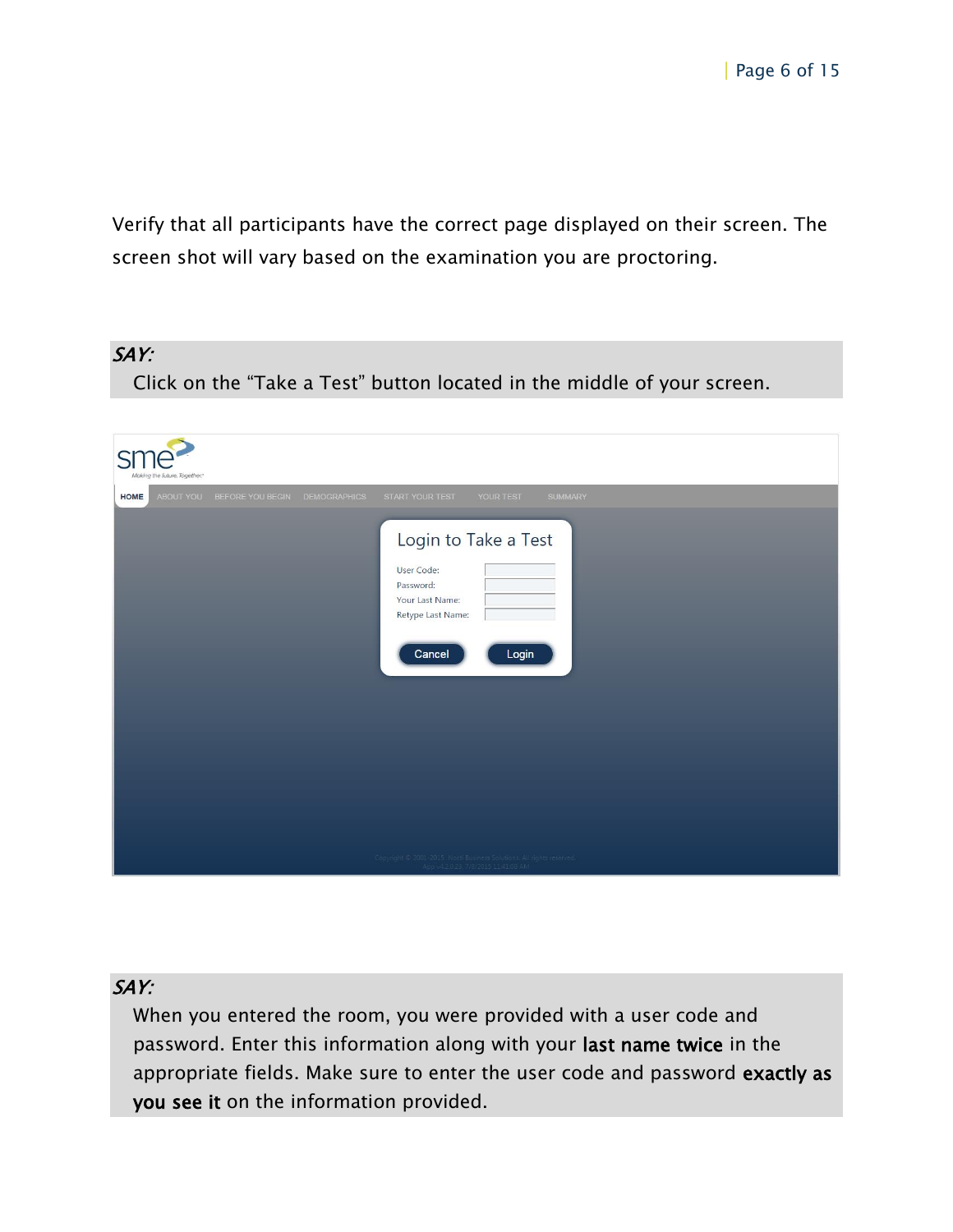Verify that all participants have the correct page displayed on their screen. The screen shot will vary based on the examination you are proctoring.

*SAY:*

Click on the "Take a Test" button located in the middle of your screen.

*SAY:*

When you entered the room, you were provided with a user code and password. Enter this information along with your **last name twice** in the appropriate fields. Make sure to enter the user code and password **exactly as you see it** on the information provided.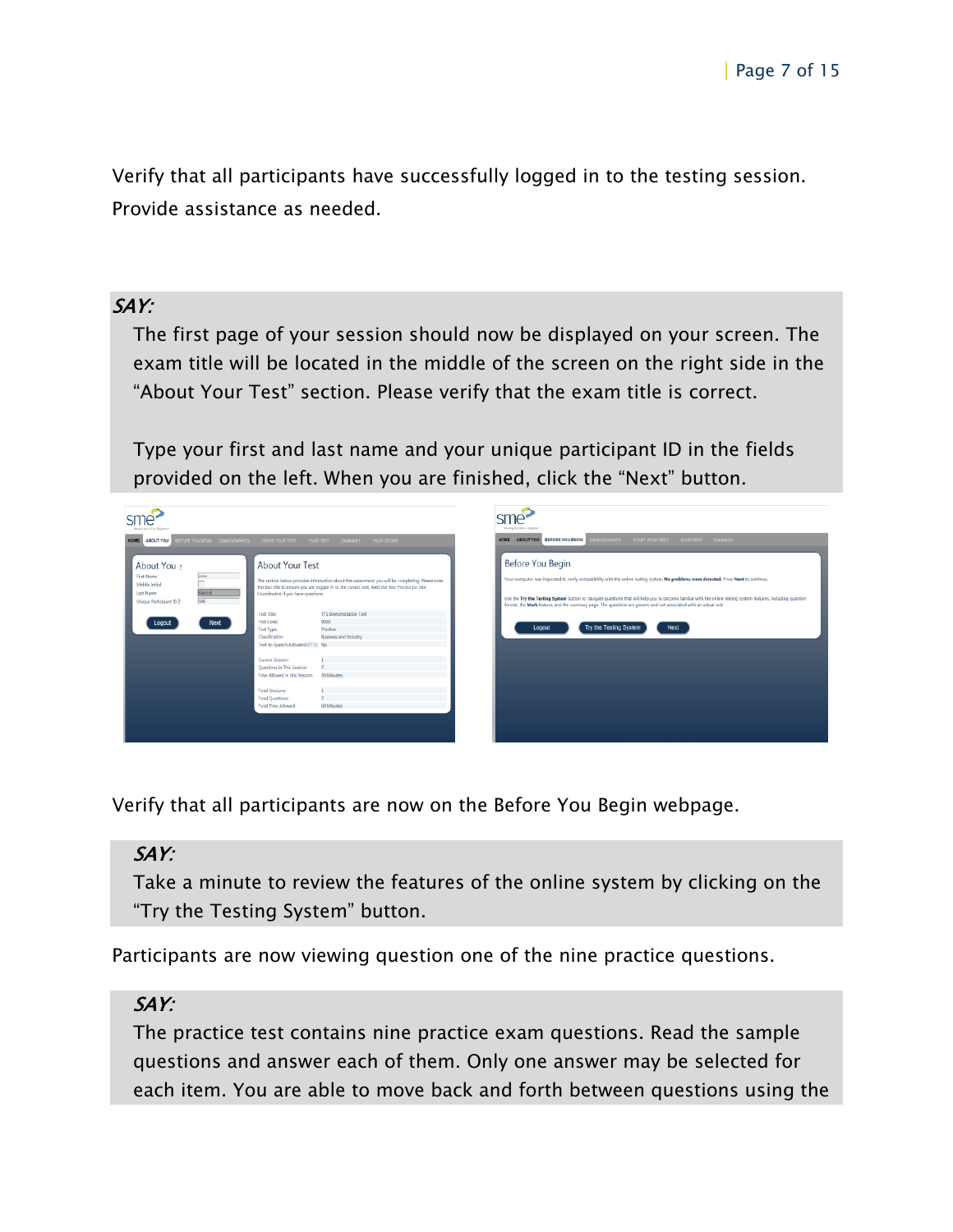Verify that all participants have successfully logged in to the testing session. Provide assistance as needed.

*SAY:*

The first page of your session should now be displayed on your screen. The exam title will be located in the middle of the screen on the right side in the "About Your Test" section. Please verify that the exam title is correct.

Type your first and last name and your unique participant ID in the fields provided on the left. When you are finished, click the "Next" button.

Verify that all participants are now on the Before You Begin webpage.

*SAY:*

Take a minute to review the features of the online system by clicking on the "Try the Testing System" button.

Participants are now viewing question one of the nine practice questions.

*SAY:*

The practice test contains nine practice exam questions. Read the sample questions and answer each of them. Only one answer may be selected for each item. You are able to move back and forth between questions using the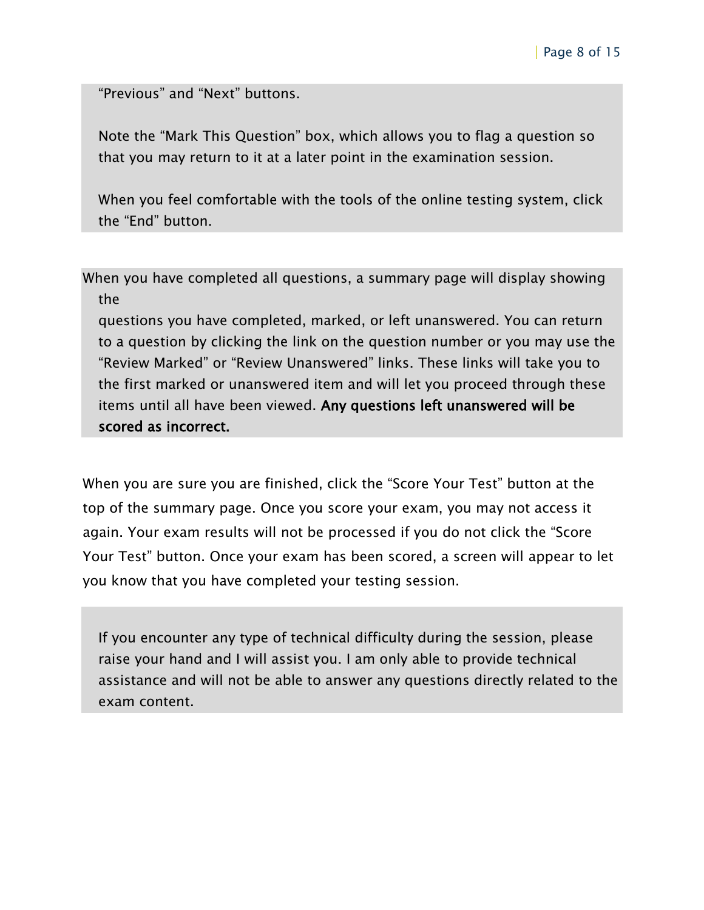"Previous" and "Next" buttons.

Note the "Mark This Question" box, which allows you to flag a question so that you may return to it at a later point in the examination session.

When you feel comfortable with the tools of the online testing system, click the "End" button.

When you have completed all questions, a summary page will display showing the questions you have completed, marked, or left unanswered. You can return to a question by clicking the link on the question number or you may use the "Review Marked" or "Review Unanswered" links. These links will take you to the first marked or unanswered item and will let you proceed through these items until all have been viewed. **Any questions left unanswered will be scored as incorrect.**

When you are sure you are finished, click the "Score Your Test" button at the top of the summary page. Once you score your exam, you may not access it again. Your exam results will not be processed if you do not click the "Score Your Test" button. Once your exam has been scored, a screen will appear to let you know that you have completed your testing session.

If you encounter any type of technical difficulty during the session, please raise your hand and I will assist you. I am only able to provide technical assistance and will not be able to answer any questions directly related to the exam content.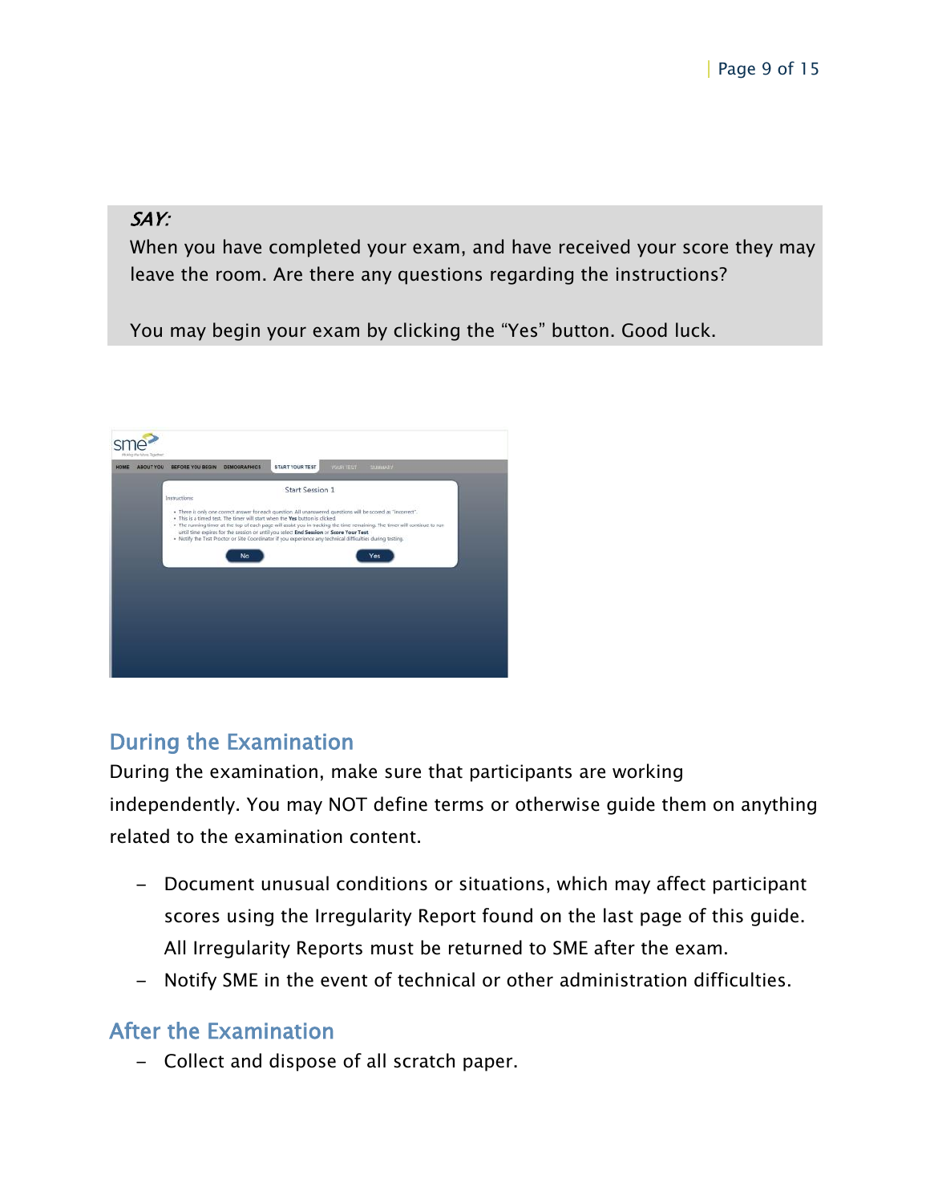*SAY:*

When you have completed your exam, and have received your score they may leave the room. Are there any questions regarding the instructions?

You may begin your exam by clicking the “Yes” button. Good luck.

## During the Examination

During the examination, make sure that participants are working independently. You may NOT define terms or otherwise guide them on anything related to the examination content.

- Document unusual conditions or situations, which may affect participant scores using the Irregularity Report found on the last page of this guide. All Irregularity Reports must be returned to SME after the exam.
- Notify SME in the event of technical or other administration difficulties.

## After the Examination

- Collect and dispose of all scratch paper.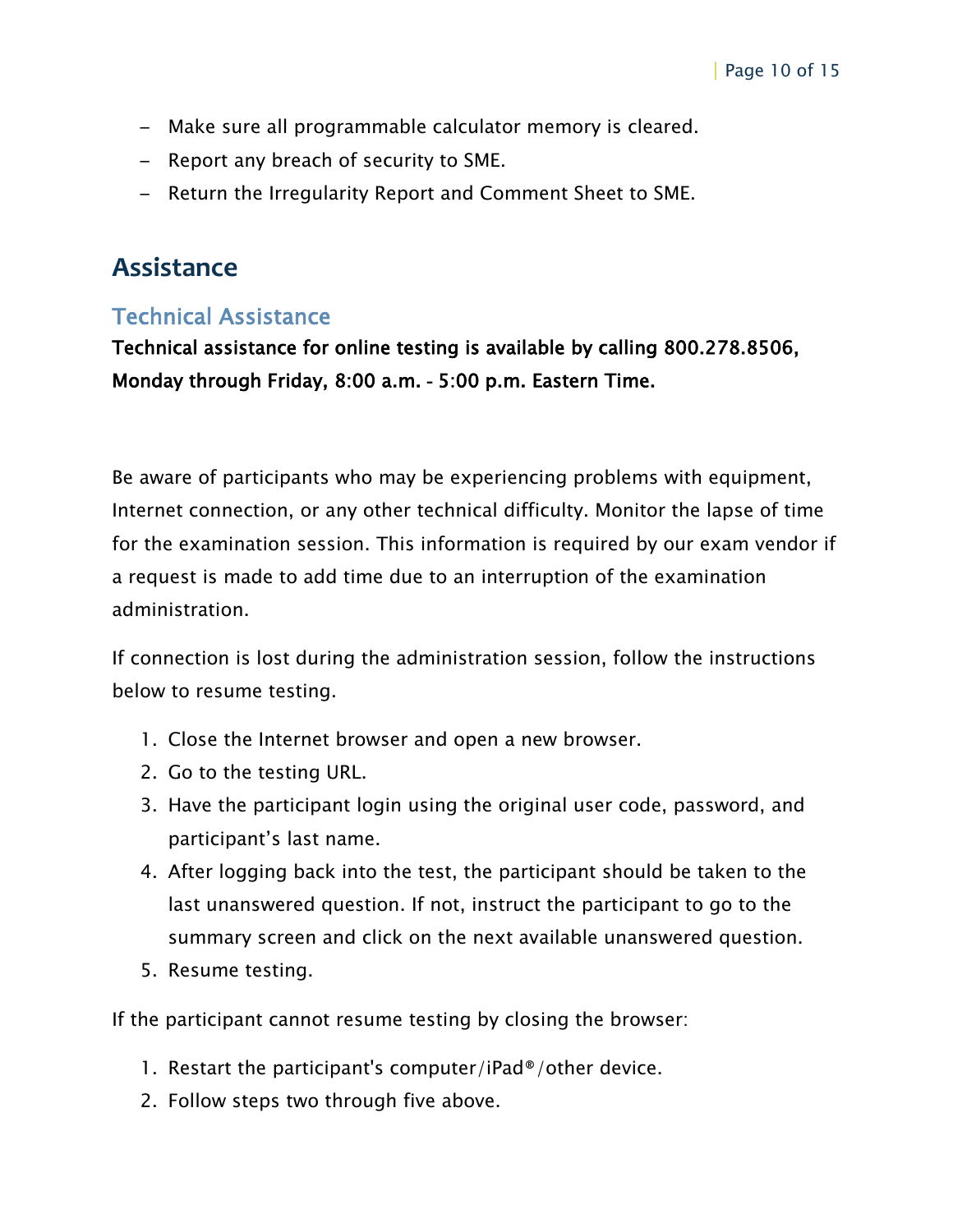- Make sure all programmable calculator memory is cleared.
- Report any breach of security to SME.
- Return the Irregularity Report and Comment Sheet to SME.

## Assistance

### Technical Assistance

**Technical assistance for online testing is available by calling 800.278.8506, Monday through Friday, 8:00 a.m. - 5:00 p.m. Eastern Time.**

Be aware of participants who may be experiencing problems with equipment, Internet connection, or any other technical difficulty. Monitor the lapse of time for the examination session. This information is required by our exam vendor if a request is made to add time due to an interruption of the examination administration.

If connection is lost during the administration session, follow the instructions below to resume testing.

1. Close the Internet browser and open a new browser.
2. Go to the testing URL.
3. Have the participant login using the original user code, password, and participant's last name.
4. After logging back into the test, the participant should be taken to the last unanswered question. If not, instruct the participant to go to the summary screen and click on the next available unanswered question.
5. Resume testing.

If the participant cannot resume testing by closing the browser:

1. Restart the participant's computer/iPad®/other device.
2. Follow steps two through five above.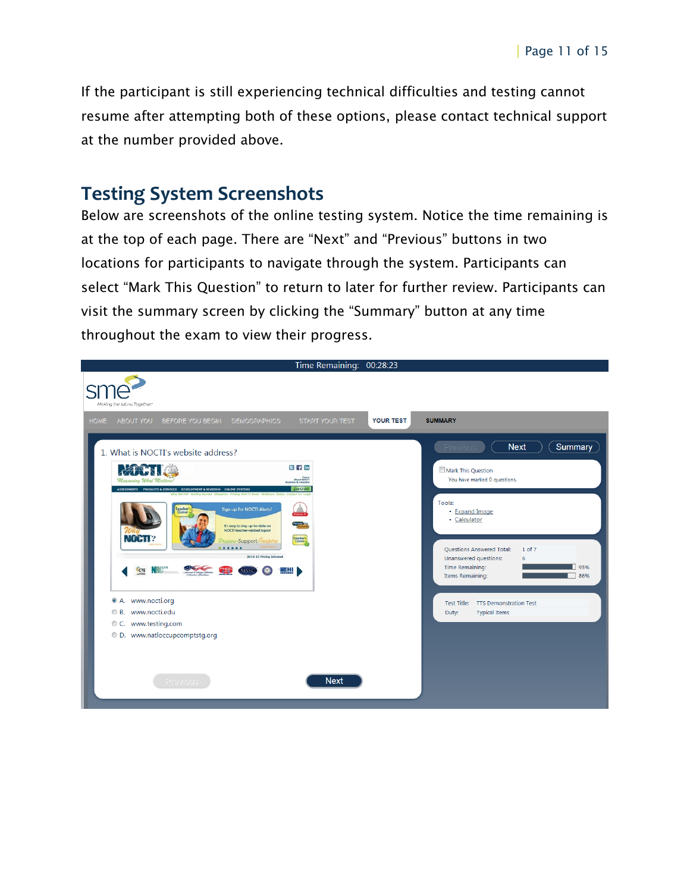If the participant is still experiencing technical difficulties and testing cannot resume after attempting both of these options, please contact technical support at the number provided above.

## Testing System Screenshots

Below are screenshots of the online testing system. Notice the time remaining is at the top of each page. There are "Next" and "Previous" buttons in two locations for participants to navigate through the system. Participants can select "Mark This Question" to return to later for further review. Participants can visit the summary screen by clicking the "Summary" button at any time throughout the exam to view their progress.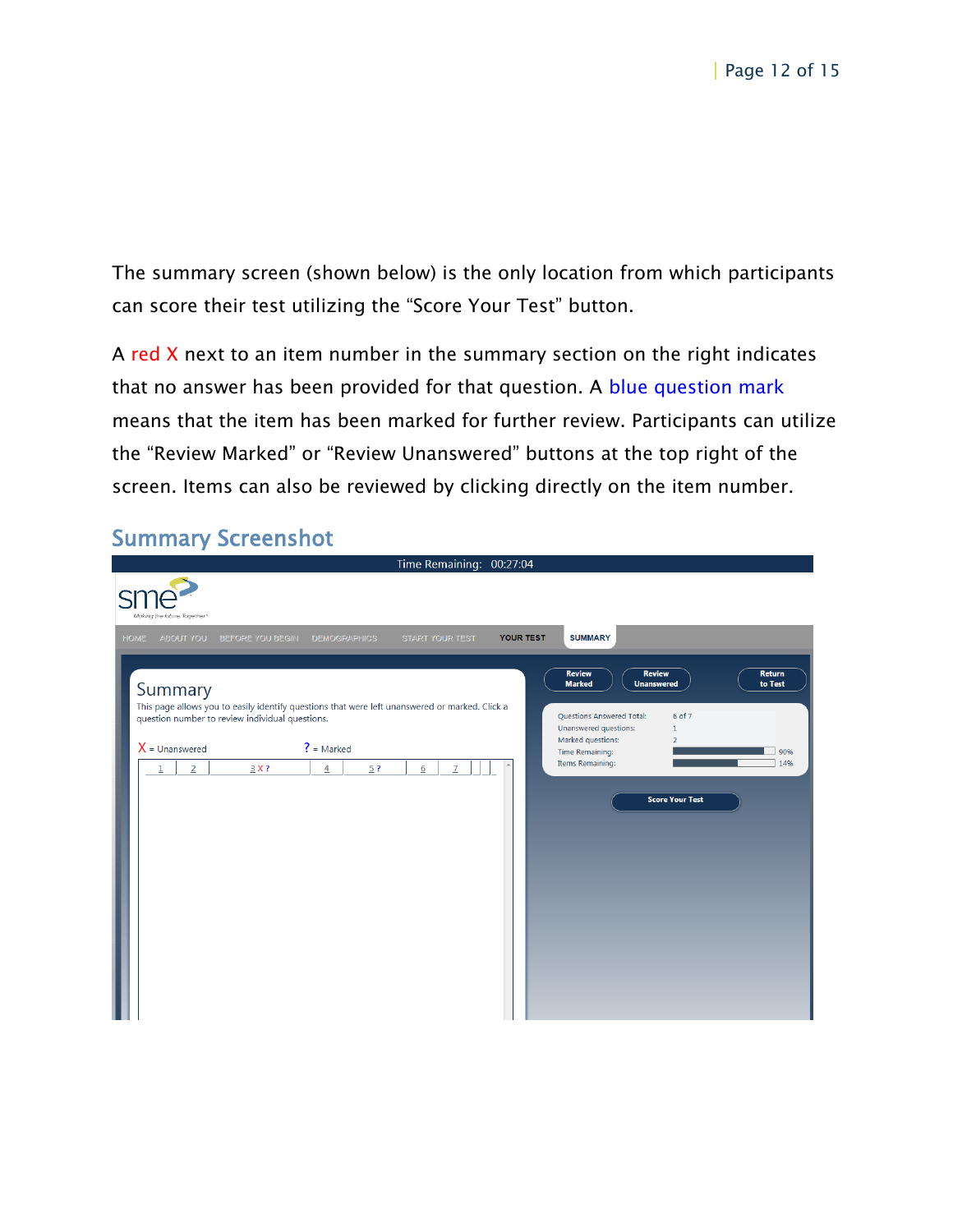The summary screen (shown below) is the only location from which participants can score their test utilizing the “Score Your Test” button.

A red X next to an item number in the summary section on the right indicates that no answer has been provided for that question. A blue question mark means that the item has been marked for further review. Participants can utilize the “Review Marked” or “Review Unanswered” buttons at the top right of the screen. Items can also be reviewed by clicking directly on the item number.

## Summary Screenshot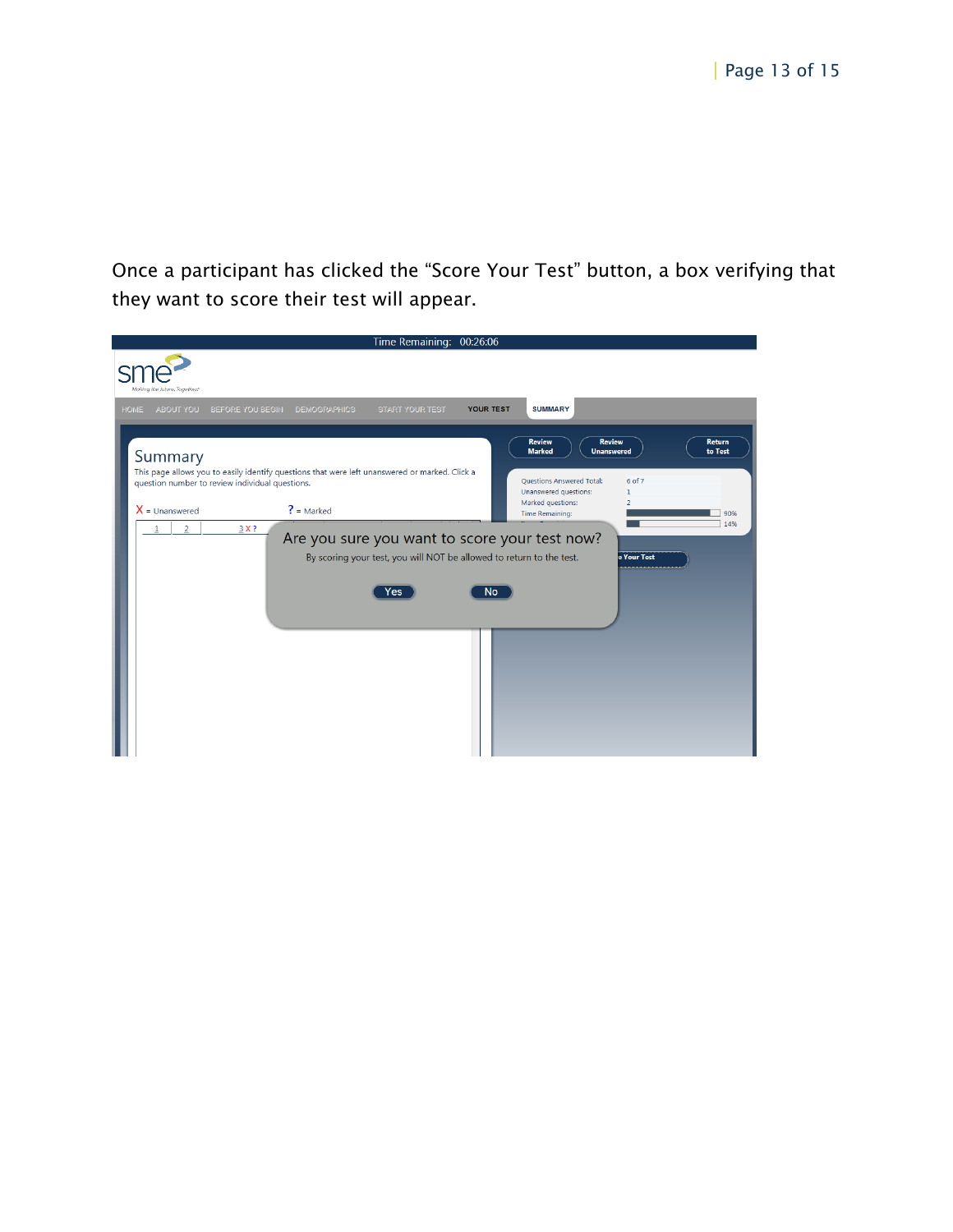Once a participant has clicked the “Score Your Test” button, a box verifying that they want to score their test will appear.

Time Remaining: 00:26:06

sme

HOME ABOUT YOU BEFORE YOU BEGIN DEMOGRAPHICS START YOUR TEST YOUR TEST SUMMARY

Review Marked | Review Unanswered | Return to Test

Summary

This page allows you to easily identify questions that were left unanswered or marked. Click a question number to review individual questions.

X = Unanswered ? = Marked

1 2 3 X ?

Questions Answered Total: 6 of 7
Unanswered questions: 1
Marked questions: 2
Time Remaining: 90%
14%

Are you sure you want to score your test now?

By scoring your test, you will NOT be allowed to return to the test.

Yes No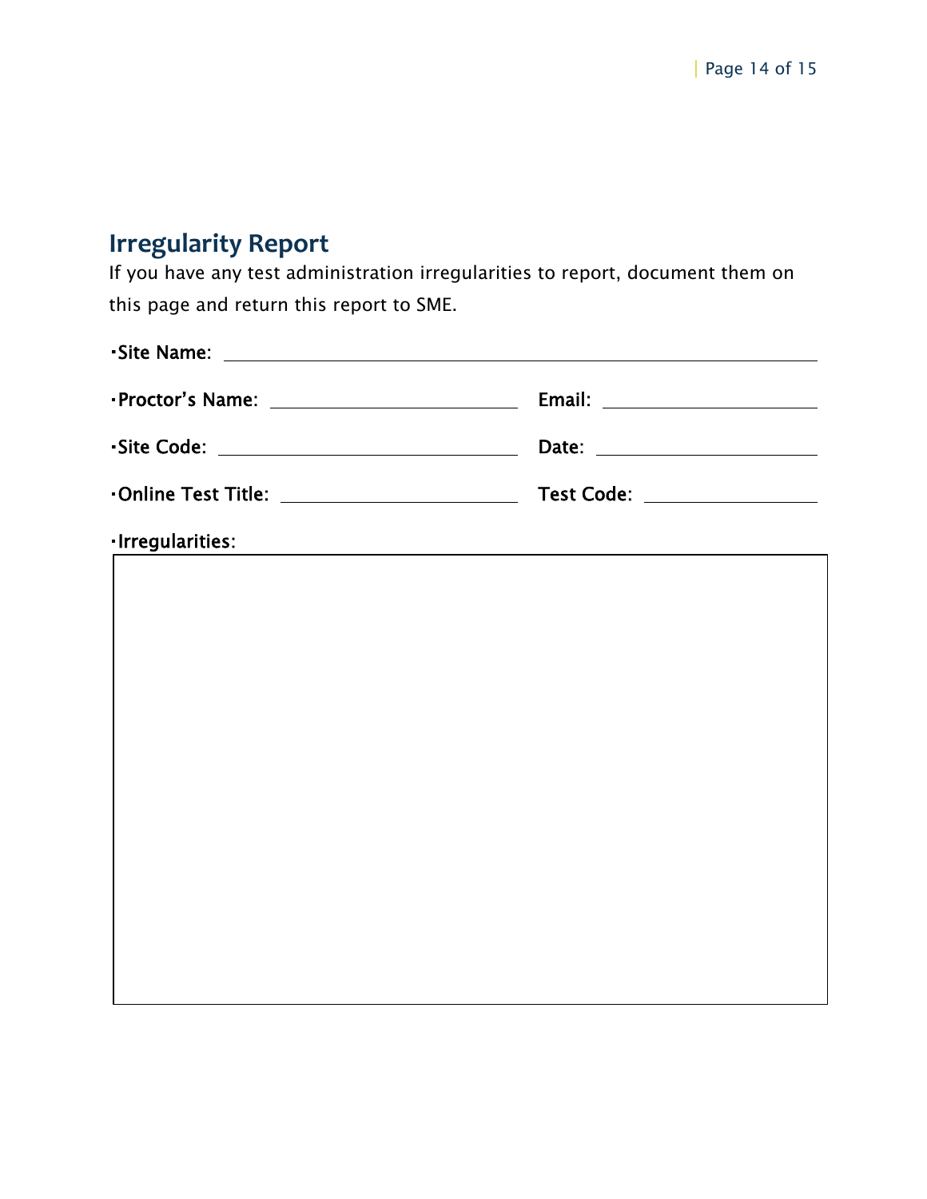## Irregularity Report

If you have any test administration irregularities to report, document them on this page and return this report to SME.

- **Site Name:** ______________________________________________

- **Proctor's Name:** ________________________ **Email:** ____________________

- **Site Code:** ____________________________ **Date:** ____________________

- **Online Test Title:** ______________________ **Test Code:** ________________

- **Irregularities:**

|  |
|---|
|  |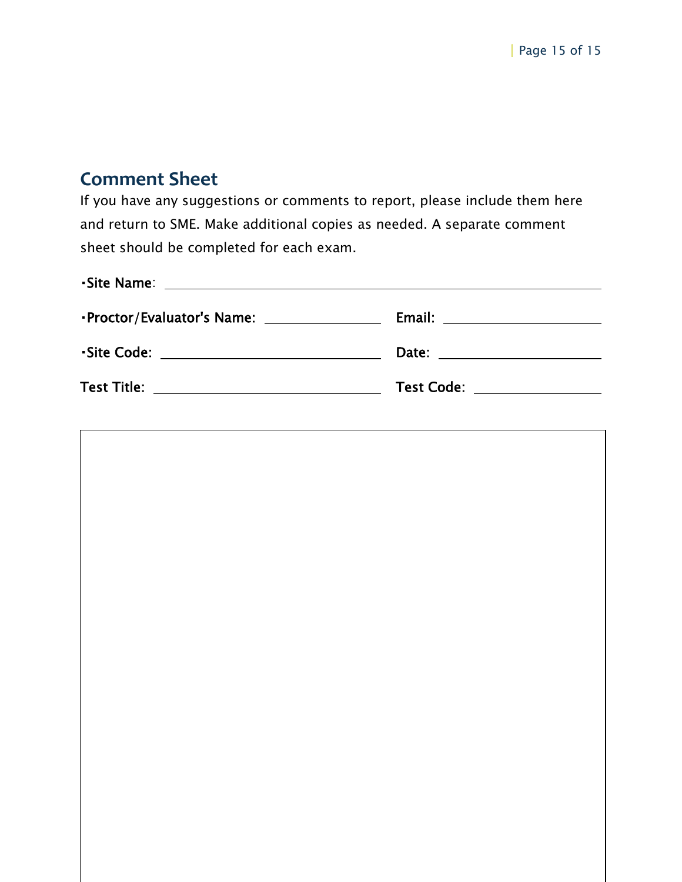## Comment Sheet

If you have any suggestions or comments to report, please include them here and return to SME. Make additional copies as needed. A separate comment sheet should be completed for each exam.

**·Site Name**: ______________________________________________

**·Proctor/Evaluator's Name:** __________________ **Email:** ____________________

**·Site Code:** ______________________________ **Date:** ____________________

**Test Title:** ______________________________ **Test Code:** ________________